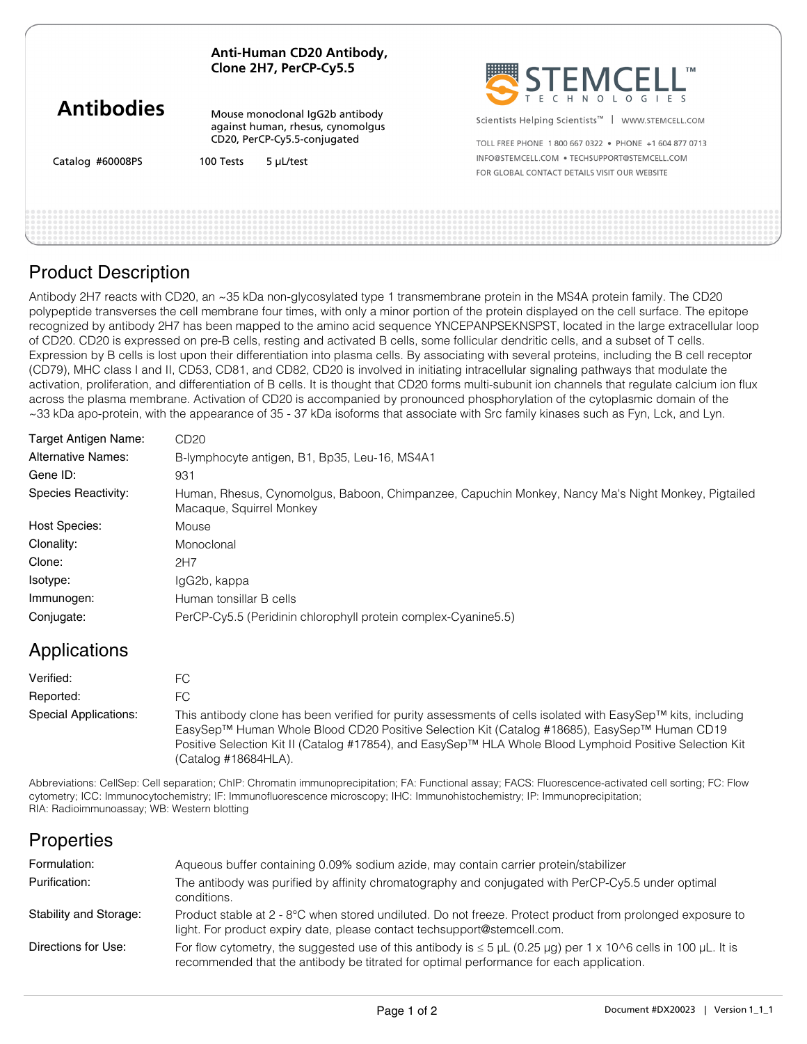# Anti-Human CD20 Antibody, Clone 2H7, PerCP-Cy5.5

**Antibodies**

Mouse monoclonal IgG2b antibody against human, rhesus, cynomolgus CD20, PerCP-Cy5.5-conjugated

Catalog #60008PS    100 Tests    5 µL/test

STEMCELL™ TECHNOLOGIES

Scientists Helping Scientists™ | WWW.STEMCELL.COM

TOLL FREE PHONE 1 800 667 0322 • PHONE +1 604 877 0713
INFO@STEMCELL.COM • TECHSUPPORT@STEMCELL.COM
FOR GLOBAL CONTACT DETAILS VISIT OUR WEBSITE

## Product Description

Antibody 2H7 reacts with CD20, an ~35 kDa non-glycosylated type 1 transmembrane protein in the MS4A protein family. The CD20 polypeptide transverses the cell membrane four times, with only a minor portion of the protein displayed on the cell surface. The epitope recognized by antibody 2H7 has been mapped to the amino acid sequence YNCEPANPSEKNSPST, located in the large extracellular loop of CD20. CD20 is expressed on pre-B cells, resting and activated B cells, some follicular dendritic cells, and a subset of T cells. Expression by B cells is lost upon their differentiation into plasma cells. By associating with several proteins, including the B cell receptor (CD79), MHC class I and II, CD53, CD81, and CD82, CD20 is involved in initiating intracellular signaling pathways that modulate the activation, proliferation, and differentiation of B cells. It is thought that CD20 forms multi-subunit ion channels that regulate calcium ion flux across the plasma membrane. Activation of CD20 is accompanied by pronounced phosphorylation of the cytoplasmic domain of the ~33 kDa apo-protein, with the appearance of 35 - 37 kDa isoforms that associate with Src family kinases such as Fyn, Lck, and Lyn.

| | |
|---|---|
| Target Antigen Name: | CD20 |
| Alternative Names: | B-lymphocyte antigen, B1, Bp35, Leu-16, MS4A1 |
| Gene ID: | 931 |
| Species Reactivity: | Human, Rhesus, Cynomolgus, Baboon, Chimpanzee, Capuchin Monkey, Nancy Ma's Night Monkey, Pigtailed Macaque, Squirrel Monkey |
| Host Species: | Mouse |
| Clonality: | Monoclonal |
| Clone: | 2H7 |
| Isotype: | IgG2b, kappa |
| Immunogen: | Human tonsillar B cells |
| Conjugate: | PerCP-Cy5.5 (Peridinin chlorophyll protein complex-Cyanine5.5) |

## Applications

| | |
|---|---|
| Verified: | FC |
| Reported: | FC |
| Special Applications: | This antibody clone has been verified for purity assessments of cells isolated with EasySep™ kits, including EasySep™ Human Whole Blood CD20 Positive Selection Kit (Catalog #18685), EasySep™ Human CD19 Positive Selection Kit II (Catalog #17854), and EasySep™ HLA Whole Blood Lymphoid Positive Selection Kit (Catalog #18684HLA). |

Abbreviations: CellSep: Cell separation; ChIP: Chromatin immunoprecipitation; FA: Functional assay; FACS: Fluorescence-activated cell sorting; FC: Flow cytometry; ICC: Immunocytochemistry; IF: Immunofluorescence microscopy; IHC: Immunohistochemistry; IP: Immunoprecipitation; RIA: Radioimmunoassay; WB: Western blotting

## Properties

| | |
|---|---|
| Formulation: | Aqueous buffer containing 0.09% sodium azide, may contain carrier protein/stabilizer |
| Purification: | The antibody was purified by affinity chromatography and conjugated with PerCP-Cy5.5 under optimal conditions. |
| Stability and Storage: | Product stable at 2 - 8°C when stored undiluted. Do not freeze. Protect product from prolonged exposure to light. For product expiry date, please contact techsupport@stemcell.com. |
| Directions for Use: | For flow cytometry, the suggested use of this antibody is ≤ 5 µL (0.25 µg) per 1 x 10^6 cells in 100 µL. It is recommended that the antibody be titrated for optimal performance for each application. |

Document #DX20023 | Version 1_1_1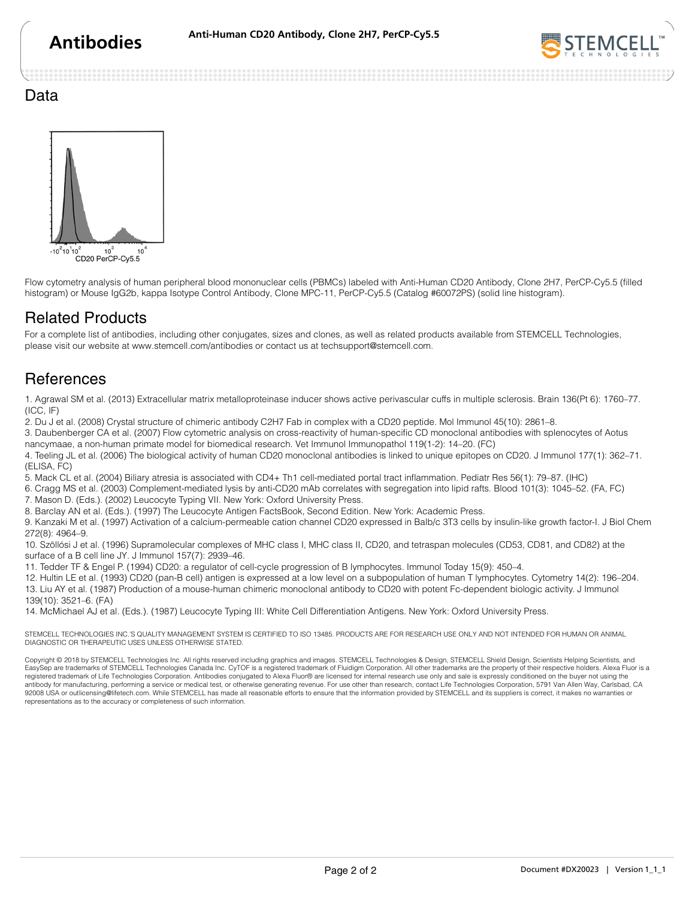## Data

$-10^2$ $10^1$ $10^2$ $10^3$ $10^4$
CD20 PerCP-Cy5.5

Flow cytometry analysis of human peripheral blood mononuclear cells (PBMCs) labeled with Anti-Human CD20 Antibody, Clone 2H7, PerCP-Cy5.5 (filled histogram) or Mouse IgG2b, kappa Isotype Control Antibody, Clone MPC-11, PerCP-Cy5.5 (Catalog #60072PS) (solid line histogram).

## Related Products

For a complete list of antibodies, including other conjugates, sizes and clones, as well as related products available from STEMCELL Technologies, please visit our website at www.stemcell.com/antibodies or contact us at techsupport@stemcell.com.

## References

1. Agrawal SM et al. (2013) Extracellular matrix metalloproteinase inducer shows active perivascular cuffs in multiple sclerosis. Brain 136(Pt 6): 1760–77. (ICC, IF)
2. Du J et al. (2008) Crystal structure of chimeric antibody C2H7 Fab in complex with a CD20 peptide. Mol Immunol 45(10): 2861–8.
3. Daubenberger CA et al. (2007) Flow cytometric analysis on cross-reactivity of human-specific CD monoclonal antibodies with splenocytes of Aotus nancymaae, a non-human primate model for biomedical research. Vet Immunol Immunopathol 119(1-2): 14–20. (FC)
4. Teeling JL et al. (2006) The biological activity of human CD20 monoclonal antibodies is linked to unique epitopes on CD20. J Immunol 177(1): 362–71. (ELISA, FC)
5. Mack CL et al. (2004) Biliary atresia is associated with CD4+ Th1 cell-mediated portal tract inflammation. Pediatr Res 56(1): 79–87. (IHC)
6. Cragg MS et al. (2003) Complement-mediated lysis by anti-CD20 mAb correlates with segregation into lipid rafts. Blood 101(3): 1045–52. (FA, FC)
7. Mason D. (Eds.). (2002) Leucocyte Typing VII. New York: Oxford University Press.
8. Barclay AN et al. (Eds.). (1997) The Leucocyte Antigen FactsBook, Second Edition. New York: Academic Press.
9. Kanzaki M et al. (1997) Activation of a calcium-permeable cation channel CD20 expressed in Balb/c 3T3 cells by insulin-like growth factor-I. J Biol Chem 272(8): 4964–9.
10. Szöllósi J et al. (1996) Supramolecular complexes of MHC class I, MHC class II, CD20, and tetraspan molecules (CD53, CD81, and CD82) at the surface of a B cell line JY. J Immunol 157(7): 2939–46.
11. Tedder TF & Engel P. (1994) CD20: a regulator of cell-cycle progression of B lymphocytes. Immunol Today 15(9): 450–4.
12. Hultin LE et al. (1993) CD20 (pan-B cell) antigen is expressed at a low level on a subpopulation of human T lymphocytes. Cytometry 14(2): 196–204.
13. Liu AY et al. (1987) Production of a mouse-human chimeric monoclonal antibody to CD20 with potent Fc-dependent biologic activity. J Immunol 139(10): 3521–6. (FA)
14. McMichael AJ et al. (Eds.). (1987) Leucocyte Typing III: White Cell Differentiation Antigens. New York: Oxford University Press.

STEMCELL TECHNOLOGIES INC.'S QUALITY MANAGEMENT SYSTEM IS CERTIFIED TO ISO 13485. PRODUCTS ARE FOR RESEARCH USE ONLY AND NOT INTENDED FOR HUMAN OR ANIMAL DIAGNOSTIC OR THERAPEUTIC USES UNLESS OTHERWISE STATED.

Copyright © 2018 by STEMCELL Technologies Inc. All rights reserved including graphics and images. STEMCELL Technologies & Design, STEMCELL Shield Design, Scientists Helping Scientists, and EasySep are trademarks of STEMCELL Technologies Canada Inc. CyTOF is a registered trademark of Fluidigm Corporation. All other trademarks are the property of their respective holders. Alexa Fluor is a registered trademark of Life Technologies Corporation. Antibodies conjugated to Alexa Fluor® are licensed for internal research use only and sale is expressly conditioned on the buyer not using the antibody for manufacturing, performing a service or medical test, or otherwise generating revenue. For use other than research, contact Life Technologies Corporation, 5791 Van Allen Way, Carlsbad, CA 92008 USA or outlicensing@lifetech.com. While STEMCELL has made all reasonable efforts to ensure that the information provided by STEMCELL and its suppliers is correct, it makes no warranties or representations as to the accuracy or completeness of such information.

Document #DX20023 | Version 1_1_1